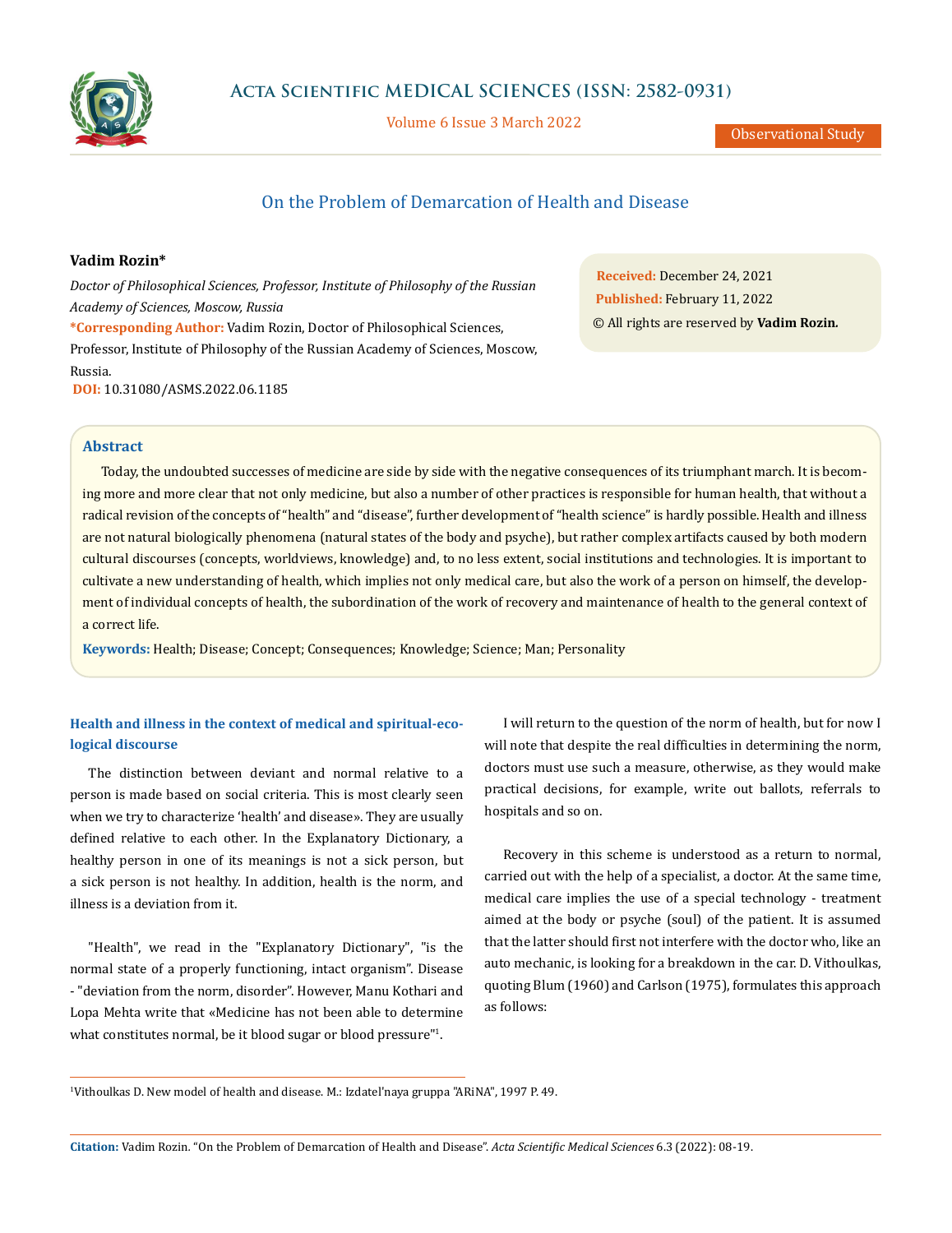# On the Problem of Demarcation of Health and Disease

**Vadim Rozin***

*Doctor of Philosophical Sciences, Professor, Institute of Philosophy of the Russian Academy of Sciences, Moscow, Russia*

***Corresponding Author:** Vadim Rozin, Doctor of Philosophical Sciences, Professor, Institute of Philosophy of the Russian Academy of Sciences, Moscow, Russia.

**DOI:** 10.31080/ASMS.2022.06.1185

**Received:** December 24, 2021
**Published:** February 11, 2022
© All rights are reserved by **Vadim Rozin.**

## Abstract

Today, the undoubted successes of medicine are side by side with the negative consequences of its triumphant march. It is becoming more and more clear that not only medicine, but also a number of other practices is responsible for human health, that without a radical revision of the concepts of "health" and "disease", further development of "health science" is hardly possible. Health and illness are not natural biologically phenomena (natural states of the body and psyche), but rather complex artifacts caused by both modern cultural discourses (concepts, worldviews, knowledge) and, to no less extent, social institutions and technologies. It is important to cultivate a new understanding of health, which implies not only medical care, but also the work of a person on himself, the development of individual concepts of health, the subordination of the work of recovery and maintenance of health to the general context of a correct life.

**Keywords:** Health; Disease; Concept; Consequences; Knowledge; Science; Man; Personality

## Health and illness in the context of medical and spiritual-ecological discourse

The distinction between deviant and normal relative to a person is made based on social criteria. This is most clearly seen when we try to characterize 'health' and disease». They are usually defined relative to each other. In the Explanatory Dictionary, a healthy person in one of its meanings is not a sick person, but a sick person is not healthy. In addition, health is the norm, and illness is a deviation from it.

"Health", we read in the "Explanatory Dictionary", "is the normal state of a properly functioning, intact organism". Disease - "deviation from the norm, disorder". However, Manu Kothari and Lopa Mehta write that «Medicine has not been able to determine what constitutes normal, be it blood sugar or blood pressure"[1].

I will return to the question of the norm of health, but for now I will note that despite the real difficulties in determining the norm, doctors must use such a measure, otherwise, as they would make practical decisions, for example, write out ballots, referrals to hospitals and so on.

Recovery in this scheme is understood as a return to normal, carried out with the help of a specialist, a doctor. At the same time, medical care implies the use of a special technology - treatment aimed at the body or psyche (soul) of the patient. It is assumed that the latter should first not interfere with the doctor who, like an auto mechanic, is looking for a breakdown in the car. D. Vithoulkas, quoting Blum (1960) and Carlson (1975), formulates this approach as follows:

---

[1] Vithoulkas D. New model of health and disease. M.: Izdatel'naya gruppa "ARiNA", 1997 P. 49.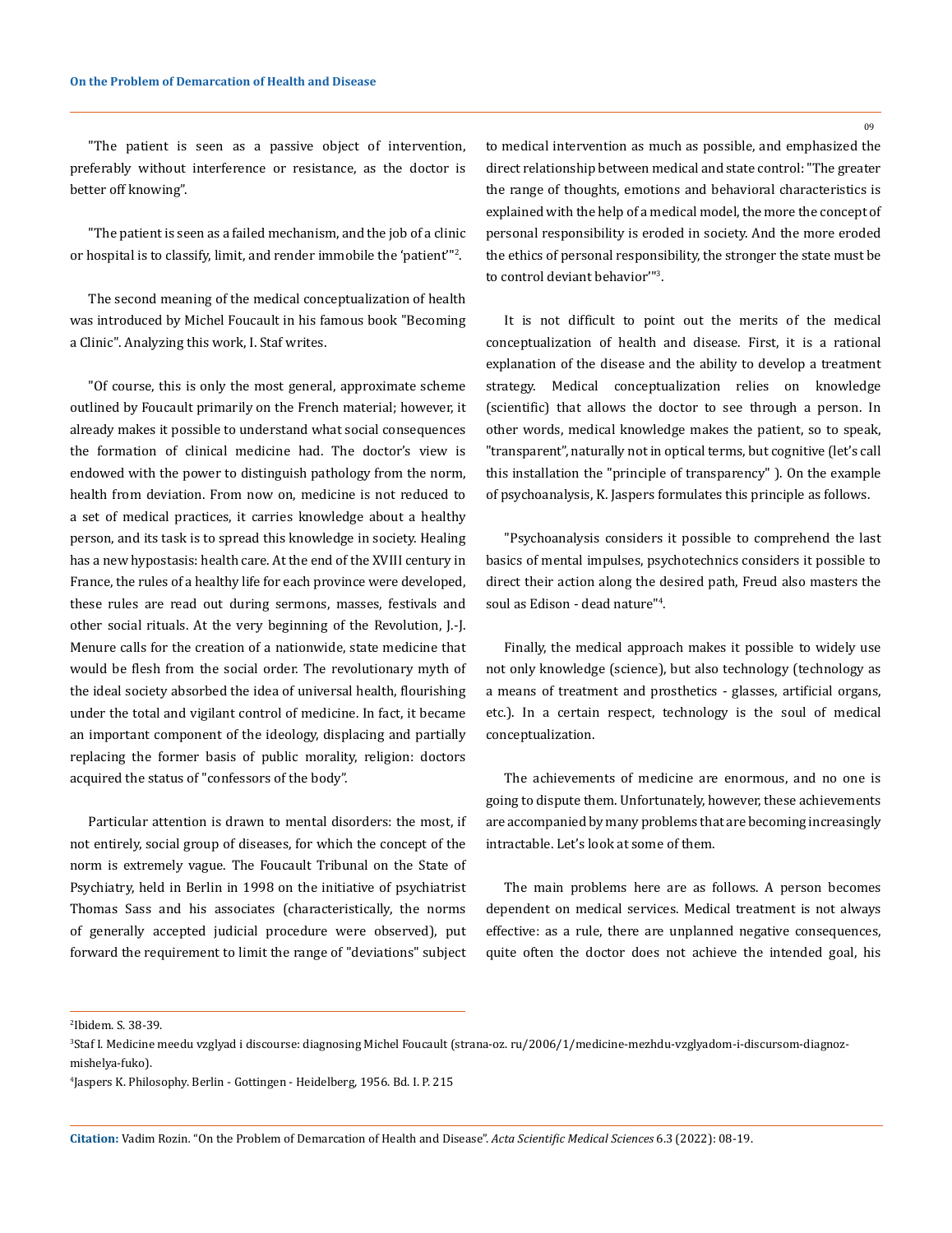"The patient is seen as a passive object of intervention, preferably without interference or resistance, as the doctor is better off knowing".

"The patient is seen as a failed mechanism, and the job of a clinic or hospital is to classify, limit, and render immobile the 'patient'"[2].

The second meaning of the medical conceptualization of health was introduced by Michel Foucault in his famous book "Becoming a Clinic". Analyzing this work, I. Staf writes.

"Of course, this is only the most general, approximate scheme outlined by Foucault primarily on the French material; however, it already makes it possible to understand what social consequences the formation of clinical medicine had. The doctor's view is endowed with the power to distinguish pathology from the norm, health from deviation. From now on, medicine is not reduced to a set of medical practices, it carries knowledge about a healthy person, and its task is to spread this knowledge in society. Healing has a new hypostasis: health care. At the end of the XVIII century in France, the rules of a healthy life for each province were developed, these rules are read out during sermons, masses, festivals and other social rituals. At the very beginning of the Revolution, J.-J. Menure calls for the creation of a nationwide, state medicine that would be flesh from the social order. The revolutionary myth of the ideal society absorbed the idea of universal health, flourishing under the total and vigilant control of medicine. In fact, it became an important component of the ideology, displacing and partially replacing the former basis of public morality, religion: doctors acquired the status of "confessors of the body".

Particular attention is drawn to mental disorders: the most, if not entirely, social group of diseases, for which the concept of the norm is extremely vague. The Foucault Tribunal on the State of Psychiatry, held in Berlin in 1998 on the initiative of psychiatrist Thomas Sass and his associates (characteristically, the norms of generally accepted judicial procedure were observed), put forward the requirement to limit the range of "deviations" subject to medical intervention as much as possible, and emphasized the direct relationship between medical and state control: "The greater the range of thoughts, emotions and behavioral characteristics is explained with the help of a medical model, the more the concept of personal responsibility is eroded in society. And the more eroded the ethics of personal responsibility, the stronger the state must be to control deviant behavior'"[3].

It is not difficult to point out the merits of the medical conceptualization of health and disease. First, it is a rational explanation of the disease and the ability to develop a treatment strategy. Medical conceptualization relies on knowledge (scientific) that allows the doctor to see through a person. In other words, medical knowledge makes the patient, so to speak, "transparent", naturally not in optical terms, but cognitive (let's call this installation the "principle of transparency" ). On the example of psychoanalysis, K. Jaspers formulates this principle as follows.

"Psychoanalysis considers it possible to comprehend the last basics of mental impulses, psychotechnics considers it possible to direct their action along the desired path, Freud also masters the soul as Edison - dead nature"[4].

Finally, the medical approach makes it possible to widely use not only knowledge (science), but also technology (technology as a means of treatment and prosthetics - glasses, artificial organs, etc.). In a certain respect, technology is the soul of medical conceptualization.

The achievements of medicine are enormous, and no one is going to dispute them. Unfortunately, however, these achievements are accompanied by many problems that are becoming increasingly intractable. Let's look at some of them.

The main problems here are as follows. A person becomes dependent on medical services. Medical treatment is not always effective: as a rule, there are unplanned negative consequences, quite often the doctor does not achieve the intended goal, his

---

[2] Ibidem. S. 38-39.

[3] Staf I. Medicine meedu vzglyad i discourse: diagnosing Michel Foucault (strana-oz. ru/2006/1/medicine-mezhdu-vzglyadom-i-discursom-diagnoz-mishelya-fuko).

[4] Jaspers K. Philosophy. Berlin - Gottingen - Heidelberg, 1956. Bd. I. P. 215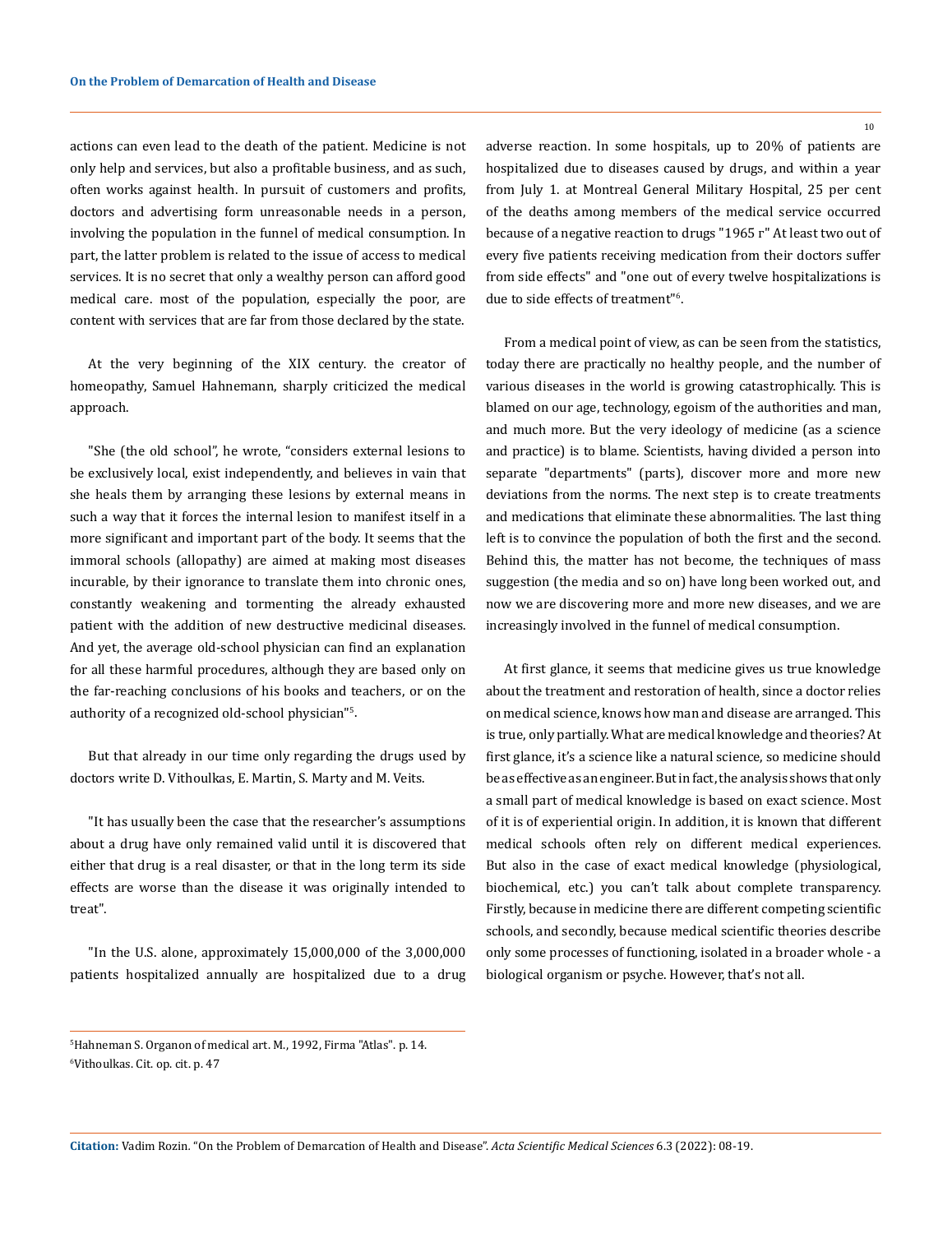actions can even lead to the death of the patient. Medicine is not only help and services, but also a profitable business, and as such, often works against health. In pursuit of customers and profits, doctors and advertising form unreasonable needs in a person, involving the population in the funnel of medical consumption. In part, the latter problem is related to the issue of access to medical services. It is no secret that only a wealthy person can afford good medical care. most of the population, especially the poor, are content with services that are far from those declared by the state.

At the very beginning of the XIX century. the creator of homeopathy, Samuel Hahnemann, sharply criticized the medical approach.

"She (the old school", he wrote, "considers external lesions to be exclusively local, exist independently, and believes in vain that she heals them by arranging these lesions by external means in such a way that it forces the internal lesion to manifest itself in a more significant and important part of the body. It seems that the immoral schools (allopathy) are aimed at making most diseases incurable, by their ignorance to translate them into chronic ones, constantly weakening and tormenting the already exhausted patient with the addition of new destructive medicinal diseases. And yet, the average old-school physician can find an explanation for all these harmful procedures, although they are based only on the far-reaching conclusions of his books and teachers, or on the authority of a recognized old-school physician"[5].

But that already in our time only regarding the drugs used by doctors write D. Vithoulkas, E. Martin, S. Marty and M. Veits.

"It has usually been the case that the researcher's assumptions about a drug have only remained valid until it is discovered that either that drug is a real disaster, or that in the long term its side effects are worse than the disease it was originally intended to treat".

"In the U.S. alone, approximately 15,000,000 of the 3,000,000 patients hospitalized annually are hospitalized due to a drug adverse reaction. In some hospitals, up to 20% of patients are hospitalized due to diseases caused by drugs, and within a year from July 1. at Montreal General Military Hospital, 25 per cent of the deaths among members of the medical service occurred because of a negative reaction to drugs "1965 г" At least two out of every five patients receiving medication from their doctors suffer from side effects" and "one out of every twelve hospitalizations is due to side effects of treatment"[6].

From a medical point of view, as can be seen from the statistics, today there are practically no healthy people, and the number of various diseases in the world is growing catastrophically. This is blamed on our age, technology, egoism of the authorities and man, and much more. But the very ideology of medicine (as a science and practice) is to blame. Scientists, having divided a person into separate "departments" (parts), discover more and more new deviations from the norms. The next step is to create treatments and medications that eliminate these abnormalities. The last thing left is to convince the population of both the first and the second. Behind this, the matter has not become, the techniques of mass suggestion (the media and so on) have long been worked out, and now we are discovering more and more new diseases, and we are increasingly involved in the funnel of medical consumption.

At first glance, it seems that medicine gives us true knowledge about the treatment and restoration of health, since a doctor relies on medical science, knows how man and disease are arranged. This is true, only partially. What are medical knowledge and theories? At first glance, it's a science like a natural science, so medicine should be as effective as an engineer. But in fact, the analysis shows that only a small part of medical knowledge is based on exact science. Most of it is of experiential origin. In addition, it is known that different medical schools often rely on different medical experiences. But also in the case of exact medical knowledge (physiological, biochemical, etc.) you can't talk about complete transparency. Firstly, because in medicine there are different competing scientific schools, and secondly, because medical scientific theories describe only some processes of functioning, isolated in a broader whole - a biological organism or psyche. However, that's not all.

---

[5] Hahneman S. Organon of medical art. M., 1992, Firma "Atlas". p. 14.

[6] Vithoulkas. Cit. op. cit. p. 47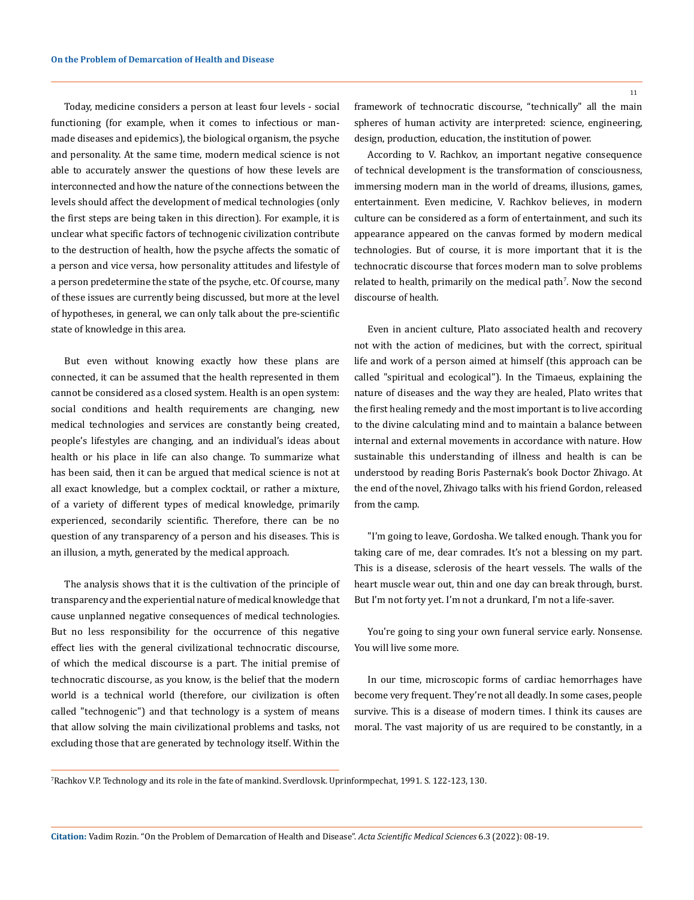Today, medicine considers a person at least four levels - social functioning (for example, when it comes to infectious or man-made diseases and epidemics), the biological organism, the psyche and personality. At the same time, modern medical science is not able to accurately answer the questions of how these levels are interconnected and how the nature of the connections between the levels should affect the development of medical technologies (only the first steps are being taken in this direction). For example, it is unclear what specific factors of technogenic civilization contribute to the destruction of health, how the psyche affects the somatic of a person and vice versa, how personality attitudes and lifestyle of a person predetermine the state of the psyche, etc. Of course, many of these issues are currently being discussed, but more at the level of hypotheses, in general, we can only talk about the pre-scientific state of knowledge in this area.

But even without knowing exactly how these plans are connected, it can be assumed that the health represented in them cannot be considered as a closed system. Health is an open system: social conditions and health requirements are changing, new medical technologies and services are constantly being created, people's lifestyles are changing, and an individual's ideas about health or his place in life can also change. To summarize what has been said, then it can be argued that medical science is not at all exact knowledge, but a complex cocktail, or rather a mixture, of a variety of different types of medical knowledge, primarily experienced, secondarily scientific. Therefore, there can be no question of any transparency of a person and his diseases. This is an illusion, a myth, generated by the medical approach.

The analysis shows that it is the cultivation of the principle of transparency and the experiential nature of medical knowledge that cause unplanned negative consequences of medical technologies. But no less responsibility for the occurrence of this negative effect lies with the general civilizational technocratic discourse, of which the medical discourse is a part. The initial premise of technocratic discourse, as you know, is the belief that the modern world is a technical world (therefore, our civilization is often called "technogenic") and that technology is a system of means that allow solving the main civilizational problems and tasks, not excluding those that are generated by technology itself. Within the framework of technocratic discourse, "technically" all the main spheres of human activity are interpreted: science, engineering, design, production, education, the institution of power.

According to V. Rachkov, an important negative consequence of technical development is the transformation of consciousness, immersing modern man in the world of dreams, illusions, games, entertainment. Even medicine, V. Rachkov believes, in modern culture can be considered as a form of entertainment, and such its appearance appeared on the canvas formed by modern medical technologies. But of course, it is more important that it is the technocratic discourse that forces modern man to solve problems related to health, primarily on the medical path[7]. Now the second discourse of health.

Even in ancient culture, Plato associated health and recovery not with the action of medicines, but with the correct, spiritual life and work of a person aimed at himself (this approach can be called "spiritual and ecological"). In the Timaeus, explaining the nature of diseases and the way they are healed, Plato writes that the first healing remedy and the most important is to live according to the divine calculating mind and to maintain a balance between internal and external movements in accordance with nature. How sustainable this understanding of illness and health is can be understood by reading Boris Pasternak's book Doctor Zhivago. At the end of the novel, Zhivago talks with his friend Gordon, released from the camp.

"I'm going to leave, Gordosha. We talked enough. Thank you for taking care of me, dear comrades. It's not a blessing on my part. This is a disease, sclerosis of the heart vessels. The walls of the heart muscle wear out, thin and one day can break through, burst. But I'm not forty yet. I'm not a drunkard, I'm not a life-saver.

You're going to sing your own funeral service early. Nonsense. You will live some more.

In our time, microscopic forms of cardiac hemorrhages have become very frequent. They're not all deadly. In some cases, people survive. This is a disease of modern times. I think its causes are moral. The vast majority of us are required to be constantly, in a

---

[7] Rachkov V.P. Technology and its role in the fate of mankind. Sverdlovsk. Uprinformpechat, 1991. S. 122-123, 130.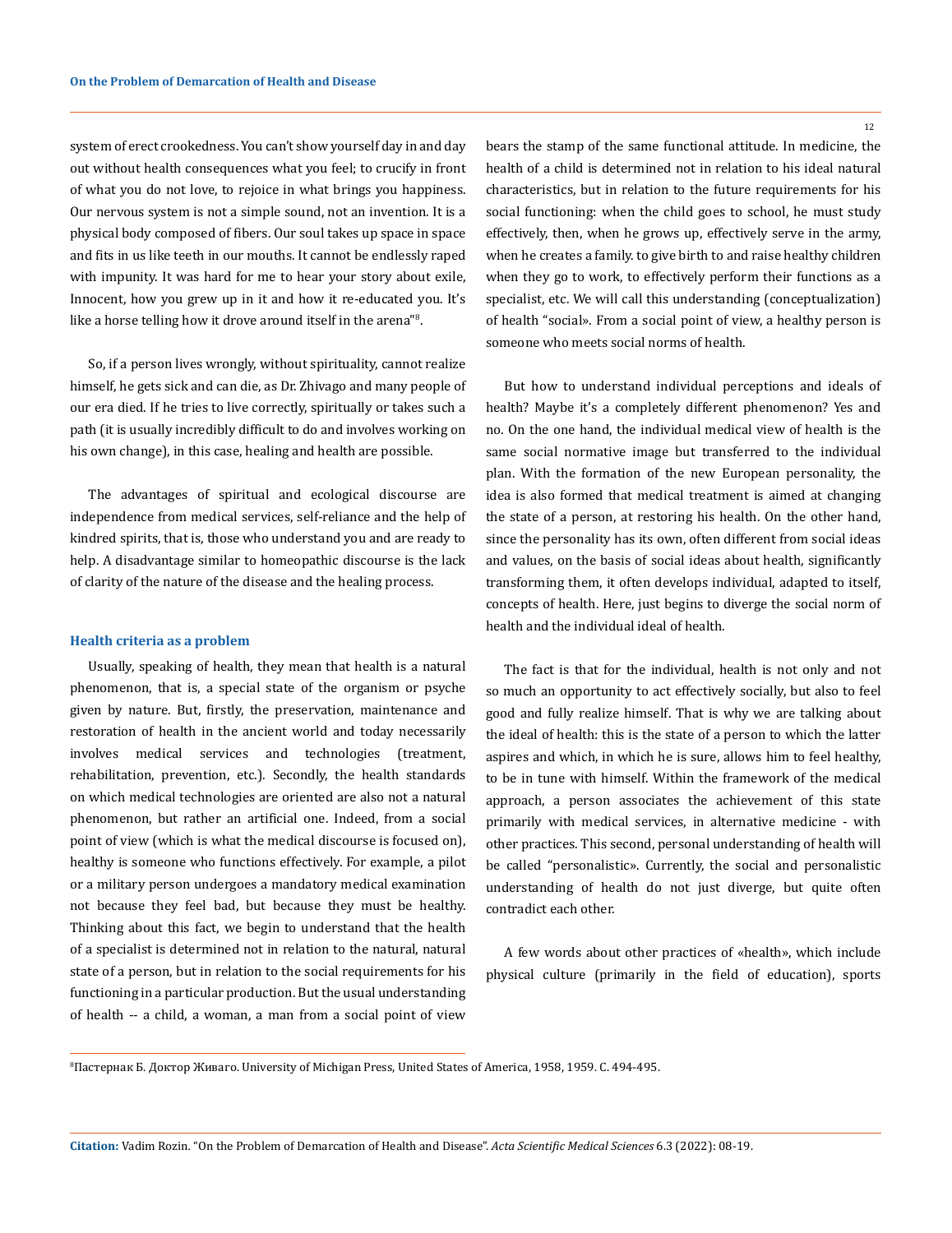system of erect crookedness. You can't show yourself day in and day out without health consequences what you feel; to crucify in front of what you do not love, to rejoice in what brings you happiness. Our nervous system is not a simple sound, not an invention. It is a physical body composed of fibers. Our soul takes up space in space and fits in us like teeth in our mouths. It cannot be endlessly raped with impunity. It was hard for me to hear your story about exile, Innocent, how you grew up in it and how it re-educated you. It's like a horse telling how it drove around itself in the arena"[8].

So, if a person lives wrongly, without spirituality, cannot realize himself, he gets sick and can die, as Dr. Zhivago and many people of our era died. If he tries to live correctly, spiritually or takes such a path (it is usually incredibly difficult to do and involves working on his own change), in this case, healing and health are possible.

The advantages of spiritual and ecological discourse are independence from medical services, self-reliance and the help of kindred spirits, that is, those who understand you and are ready to help. A disadvantage similar to homeopathic discourse is the lack of clarity of the nature of the disease and the healing process.

## Health criteria as a problem

Usually, speaking of health, they mean that health is a natural phenomenon, that is, a special state of the organism or psyche given by nature. But, firstly, the preservation, maintenance and restoration of health in the ancient world and today necessarily involves medical services and technologies (treatment, rehabilitation, prevention, etc.). Secondly, the health standards on which medical technologies are oriented are also not a natural phenomenon, but rather an artificial one. Indeed, from a social point of view (which is what the medical discourse is focused on), healthy is someone who functions effectively. For example, a pilot or a military person undergoes a mandatory medical examination not because they feel bad, but because they must be healthy. Thinking about this fact, we begin to understand that the health of a specialist is determined not in relation to the natural, natural state of a person, but in relation to the social requirements for his functioning in a particular production. But the usual understanding of health -- a child, a woman, a man from a social point of view bears the stamp of the same functional attitude. In medicine, the health of a child is determined not in relation to his ideal natural characteristics, but in relation to the future requirements for his social functioning: when the child goes to school, he must study effectively, then, when he grows up, effectively serve in the army, when he creates a family. to give birth to and raise healthy children when they go to work, to effectively perform their functions as a specialist, etc. We will call this understanding (conceptualization) of health "social». From a social point of view, a healthy person is someone who meets social norms of health.

But how to understand individual perceptions and ideals of health? Maybe it's a completely different phenomenon? Yes and no. On the one hand, the individual medical view of health is the same social normative image but transferred to the individual plan. With the formation of the new European personality, the idea is also formed that medical treatment is aimed at changing the state of a person, at restoring his health. On the other hand, since the personality has its own, often different from social ideas and values, on the basis of social ideas about health, significantly transforming them, it often develops individual, adapted to itself, concepts of health. Here, just begins to diverge the social norm of health and the individual ideal of health.

The fact is that for the individual, health is not only and not so much an opportunity to act effectively socially, but also to feel good and fully realize himself. That is why we are talking about the ideal of health: this is the state of a person to which the latter aspires and which, in which he is sure, allows him to feel healthy, to be in tune with himself. Within the framework of the medical approach, a person associates the achievement of this state primarily with medical services, in alternative medicine - with other practices. This second, personal understanding of health will be called "personalistic». Currently, the social and personalistic understanding of health do not just diverge, but quite often contradict each other.

A few words about other practices of «health», which include physical culture (primarily in the field of education), sports

---

[8] Пастернак Б. Доктор Живаго. University of Michigan Press, United States of America, 1958, 1959. С. 494-495.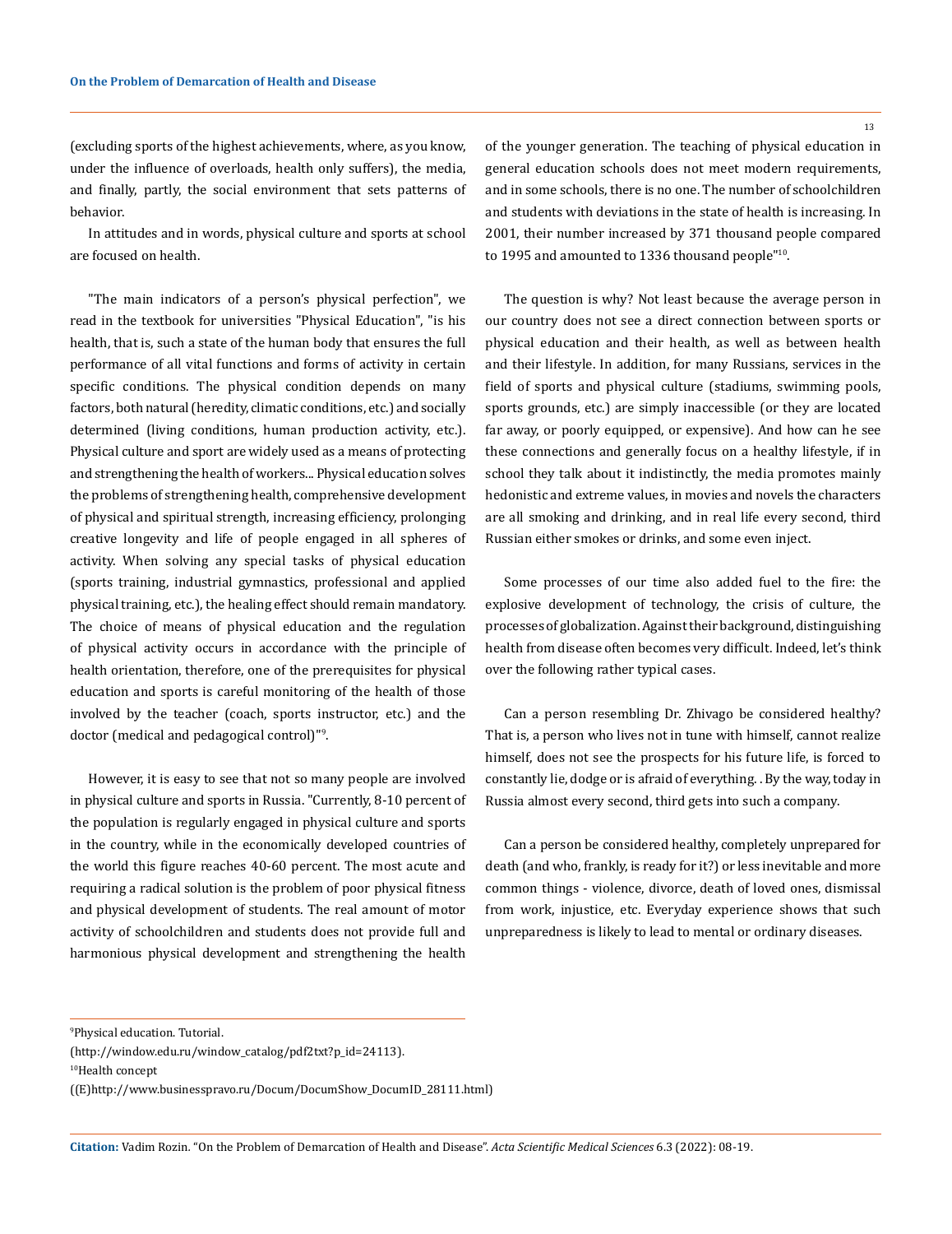(excluding sports of the highest achievements, where, as you know, under the influence of overloads, health only suffers), the media, and finally, partly, the social environment that sets patterns of behavior.

In attitudes and in words, physical culture and sports at school are focused on health.

"The main indicators of a person's physical perfection", we read in the textbook for universities "Physical Education", "is his health, that is, such a state of the human body that ensures the full performance of all vital functions and forms of activity in certain specific conditions. The physical condition depends on many factors, both natural (heredity, climatic conditions, etc.) and socially determined (living conditions, human production activity, etc.). Physical culture and sport are widely used as a means of protecting and strengthening the health of workers... Physical education solves the problems of strengthening health, comprehensive development of physical and spiritual strength, increasing efficiency, prolonging creative longevity and life of people engaged in all spheres of activity. When solving any special tasks of physical education (sports training, industrial gymnastics, professional and applied physical training, etc.), the healing effect should remain mandatory. The choice of means of physical education and the regulation of physical activity occurs in accordance with the principle of health orientation, therefore, one of the prerequisites for physical education and sports is careful monitoring of the health of those involved by the teacher (coach, sports instructor, etc.) and the doctor (medical and pedagogical control)"[9].

However, it is easy to see that not so many people are involved in physical culture and sports in Russia. "Currently, 8-10 percent of the population is regularly engaged in physical culture and sports in the country, while in the economically developed countries of the world this figure reaches 40-60 percent. The most acute and requiring a radical solution is the problem of poor physical fitness and physical development of students. The real amount of motor activity of schoolchildren and students does not provide full and harmonious physical development and strengthening the health of the younger generation. The teaching of physical education in general education schools does not meet modern requirements, and in some schools, there is no one. The number of schoolchildren and students with deviations in the state of health is increasing. In 2001, their number increased by 371 thousand people compared to 1995 and amounted to 1336 thousand people"[10].

The question is why? Not least because the average person in our country does not see a direct connection between sports or physical education and their health, as well as between health and their lifestyle. In addition, for many Russians, services in the field of sports and physical culture (stadiums, swimming pools, sports grounds, etc.) are simply inaccessible (or they are located far away, or poorly equipped, or expensive). And how can he see these connections and generally focus on a healthy lifestyle, if in school they talk about it indistinctly, the media promotes mainly hedonistic and extreme values, in movies and novels the characters are all smoking and drinking, and in real life every second, third Russian either smokes or drinks, and some even inject.

Some processes of our time also added fuel to the fire: the explosive development of technology, the crisis of culture, the processes of globalization. Against their background, distinguishing health from disease often becomes very difficult. Indeed, let's think over the following rather typical cases.

Can a person resembling Dr. Zhivago be considered healthy? That is, a person who lives not in tune with himself, cannot realize himself, does not see the prospects for his future life, is forced to constantly lie, dodge or is afraid of everything. . By the way, today in Russia almost every second, third gets into such a company.

Can a person be considered healthy, completely unprepared for death (and who, frankly, is ready for it?) or less inevitable and more common things - violence, divorce, death of loved ones, dismissal from work, injustice, etc. Everyday experience shows that such unpreparedness is likely to lead to mental or ordinary diseases.

---

[9] Physical education. Tutorial.
(http://window.edu.ru/window_catalog/pdf2txt?p_id=24113).

[10] Health concept
((E)http://www.businesspravo.ru/Docum/DocumShow_DocumID_28111.html)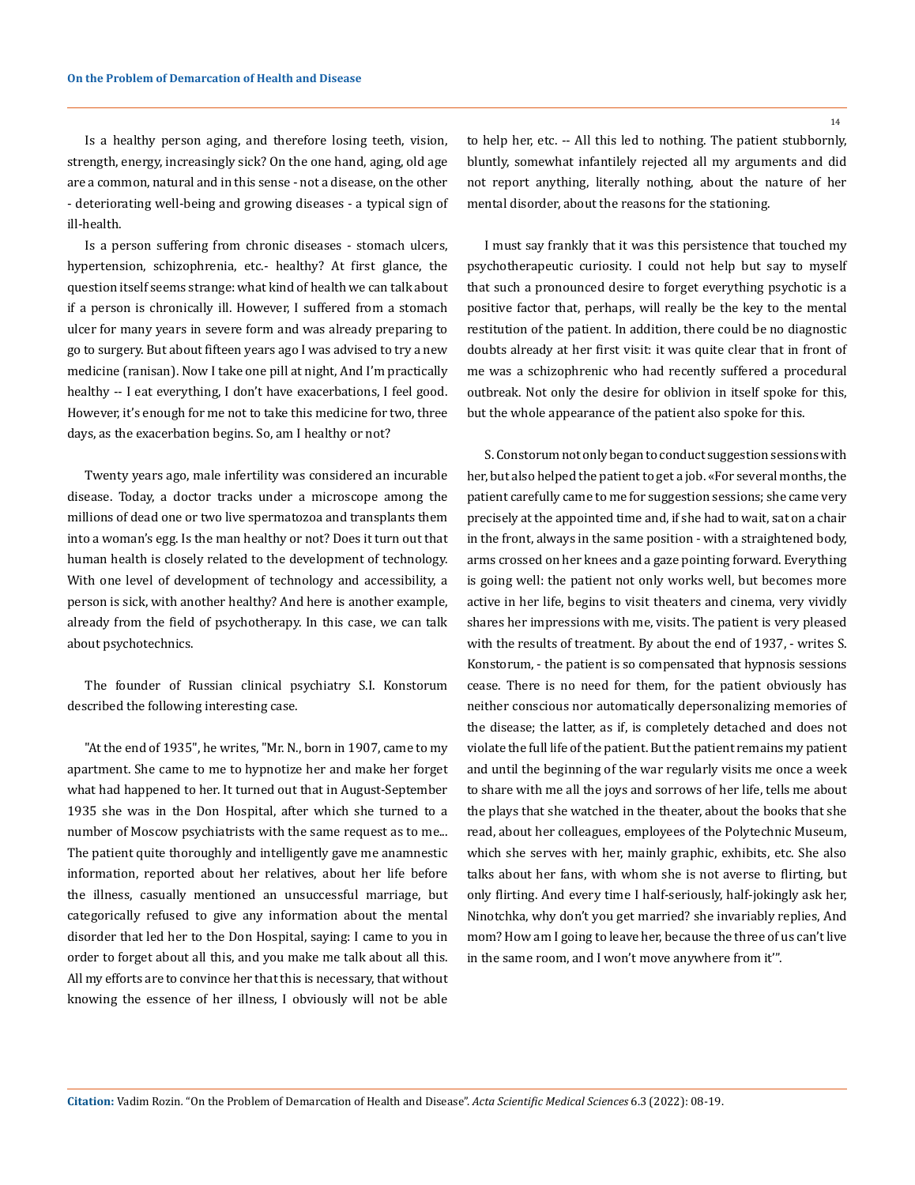Is a healthy person aging, and therefore losing teeth, vision, strength, energy, increasingly sick? On the one hand, aging, old age are a common, natural and in this sense - not a disease, on the other - deteriorating well-being and growing diseases - a typical sign of ill-health.

Is a person suffering from chronic diseases - stomach ulcers, hypertension, schizophrenia, etc.- healthy? At first glance, the question itself seems strange: what kind of health we can talk about if a person is chronically ill. However, I suffered from a stomach ulcer for many years in severe form and was already preparing to go to surgery. But about fifteen years ago I was advised to try a new medicine (ranisan). Now I take one pill at night, And I'm practically healthy -- I eat everything, I don't have exacerbations, I feel good. However, it's enough for me not to take this medicine for two, three days, as the exacerbation begins. So, am I healthy or not?

Twenty years ago, male infertility was considered an incurable disease. Today, a doctor tracks under a microscope among the millions of dead one or two live spermatozoa and transplants them into a woman's egg. Is the man healthy or not? Does it turn out that human health is closely related to the development of technology. With one level of development of technology and accessibility, a person is sick, with another healthy? And here is another example, already from the field of psychotherapy. In this case, we can talk about psychotechnics.

The founder of Russian clinical psychiatry S.I. Konstorum described the following interesting case.

"At the end of 1935", he writes, "Mr. N., born in 1907, came to my apartment. She came to me to hypnotize her and make her forget what had happened to her. It turned out that in August-September 1935 she was in the Don Hospital, after which she turned to a number of Moscow psychiatrists with the same request as to me... The patient quite thoroughly and intelligently gave me anamnestic information, reported about her relatives, about her life before the illness, casually mentioned an unsuccessful marriage, but categorically refused to give any information about the mental disorder that led her to the Don Hospital, saying: I came to you in order to forget about all this, and you make me talk about all this. All my efforts are to convince her that this is necessary, that without knowing the essence of her illness, I obviously will not be able to help her, etc. -- All this led to nothing. The patient stubbornly, bluntly, somewhat infantilely rejected all my arguments and did not report anything, literally nothing, about the nature of her mental disorder, about the reasons for the stationing.

I must say frankly that it was this persistence that touched my psychotherapeutic curiosity. I could not help but say to myself that such a pronounced desire to forget everything psychotic is a positive factor that, perhaps, will really be the key to the mental restitution of the patient. In addition, there could be no diagnostic doubts already at her first visit: it was quite clear that in front of me was a schizophrenic who had recently suffered a procedural outbreak. Not only the desire for oblivion in itself spoke for this, but the whole appearance of the patient also spoke for this.

S. Constorum not only began to conduct suggestion sessions with her, but also helped the patient to get a job. «For several months, the patient carefully came to me for suggestion sessions; she came very precisely at the appointed time and, if she had to wait, sat on a chair in the front, always in the same position - with a straightened body, arms crossed on her knees and a gaze pointing forward. Everything is going well: the patient not only works well, but becomes more active in her life, begins to visit theaters and cinema, very vividly shares her impressions with me, visits. The patient is very pleased with the results of treatment. By about the end of 1937, - writes S. Konstorum, - the patient is so compensated that hypnosis sessions cease. There is no need for them, for the patient obviously has neither conscious nor automatically depersonalizing memories of the disease; the latter, as if, is completely detached and does not violate the full life of the patient. But the patient remains my patient and until the beginning of the war regularly visits me once a week to share with me all the joys and sorrows of her life, tells me about the plays that she watched in the theater, about the books that she read, about her colleagues, employees of the Polytechnic Museum, which she serves with her, mainly graphic, exhibits, etc. She also talks about her fans, with whom she is not averse to flirting, but only flirting. And every time I half-seriously, half-jokingly ask her, Ninotchka, why don't you get married? she invariably replies, And mom? How am I going to leave her, because the three of us can't live in the same room, and I won't move anywhere from it'".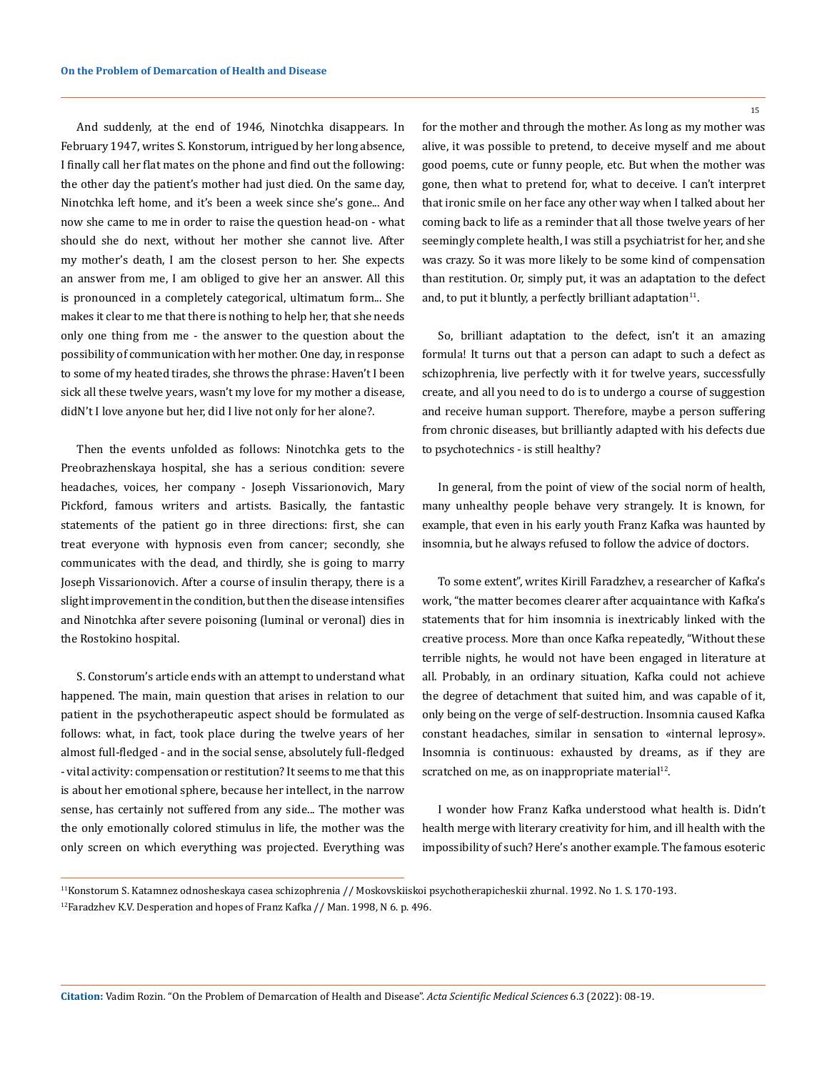And suddenly, at the end of 1946, Ninotchka disappears. In February 1947, writes S. Konstorum, intrigued by her long absence, I finally call her flat mates on the phone and find out the following: the other day the patient's mother had just died. On the same day, Ninotchka left home, and it's been a week since she's gone... And now she came to me in order to raise the question head-on - what should she do next, without her mother she cannot live. After my mother's death, I am the closest person to her. She expects an answer from me, I am obliged to give her an answer. All this is pronounced in a completely categorical, ultimatum form... She makes it clear to me that there is nothing to help her, that she needs only one thing from me - the answer to the question about the possibility of communication with her mother. One day, in response to some of my heated tirades, she throws the phrase: Haven't I been sick all these twelve years, wasn't my love for my mother a disease, didN't I love anyone but her, did I live not only for her alone?.

Then the events unfolded as follows: Ninotchka gets to the Preobrazhenskaya hospital, she has a serious condition: severe headaches, voices, her company - Joseph Vissarionovich, Mary Pickford, famous writers and artists. Basically, the fantastic statements of the patient go in three directions: first, she can treat everyone with hypnosis even from cancer; secondly, she communicates with the dead, and thirdly, she is going to marry Joseph Vissarionovich. After a course of insulin therapy, there is a slight improvement in the condition, but then the disease intensifies and Ninotchka after severe poisoning (luminal or veronal) dies in the Rostokino hospital.

S. Constorum's article ends with an attempt to understand what happened. The main, main question that arises in relation to our patient in the psychotherapeutic aspect should be formulated as follows: what, in fact, took place during the twelve years of her almost full-fledged - and in the social sense, absolutely full-fledged - vital activity: compensation or restitution? It seems to me that this is about her emotional sphere, because her intellect, in the narrow sense, has certainly not suffered from any side... The mother was the only emotionally colored stimulus in life, the mother was the only screen on which everything was projected. Everything was for the mother and through the mother. As long as my mother was alive, it was possible to pretend, to deceive myself and me about good poems, cute or funny people, etc. But when the mother was gone, then what to pretend for, what to deceive. I can't interpret that ironic smile on her face any other way when I talked about her coming back to life as a reminder that all those twelve years of her seemingly complete health, I was still a psychiatrist for her, and she was crazy. So it was more likely to be some kind of compensation than restitution. Or, simply put, it was an adaptation to the defect and, to put it bluntly, a perfectly brilliant adaptation[11].

So, brilliant adaptation to the defect, isn't it an amazing formula! It turns out that a person can adapt to such a defect as schizophrenia, live perfectly with it for twelve years, successfully create, and all you need to do is to undergo a course of suggestion and receive human support. Therefore, maybe a person suffering from chronic diseases, but brilliantly adapted with his defects due to psychotechnics - is still healthy?

In general, from the point of view of the social norm of health, many unhealthy people behave very strangely. It is known, for example, that even in his early youth Franz Kafka was haunted by insomnia, but he always refused to follow the advice of doctors.

To some extent", writes Kirill Faradzhev, a researcher of Kafka's work, "the matter becomes clearer after acquaintance with Kafka's statements that for him insomnia is inextricably linked with the creative process. More than once Kafka repeatedly, "Without these terrible nights, he would not have been engaged in literature at all. Probably, in an ordinary situation, Kafka could not achieve the degree of detachment that suited him, and was capable of it, only being on the verge of self-destruction. Insomnia caused Kafka constant headaches, similar in sensation to «internal leprosy». Insomnia is continuous: exhausted by dreams, as if they are scratched on me, as on inappropriate material[12].

I wonder how Franz Kafka understood what health is. Didn't health merge with literary creativity for him, and ill health with the impossibility of such? Here's another example. The famous esoteric

---

[11] Konstorum S. Katamnez odnosheskaya casea schizophrenia // Moskovskiiskoi psychotherapicheskii zhurnal. 1992. No 1. S. 170-193.

[12] Faradzhev K.V. Desperation and hopes of Franz Kafka // Man. 1998, N 6. p. 496.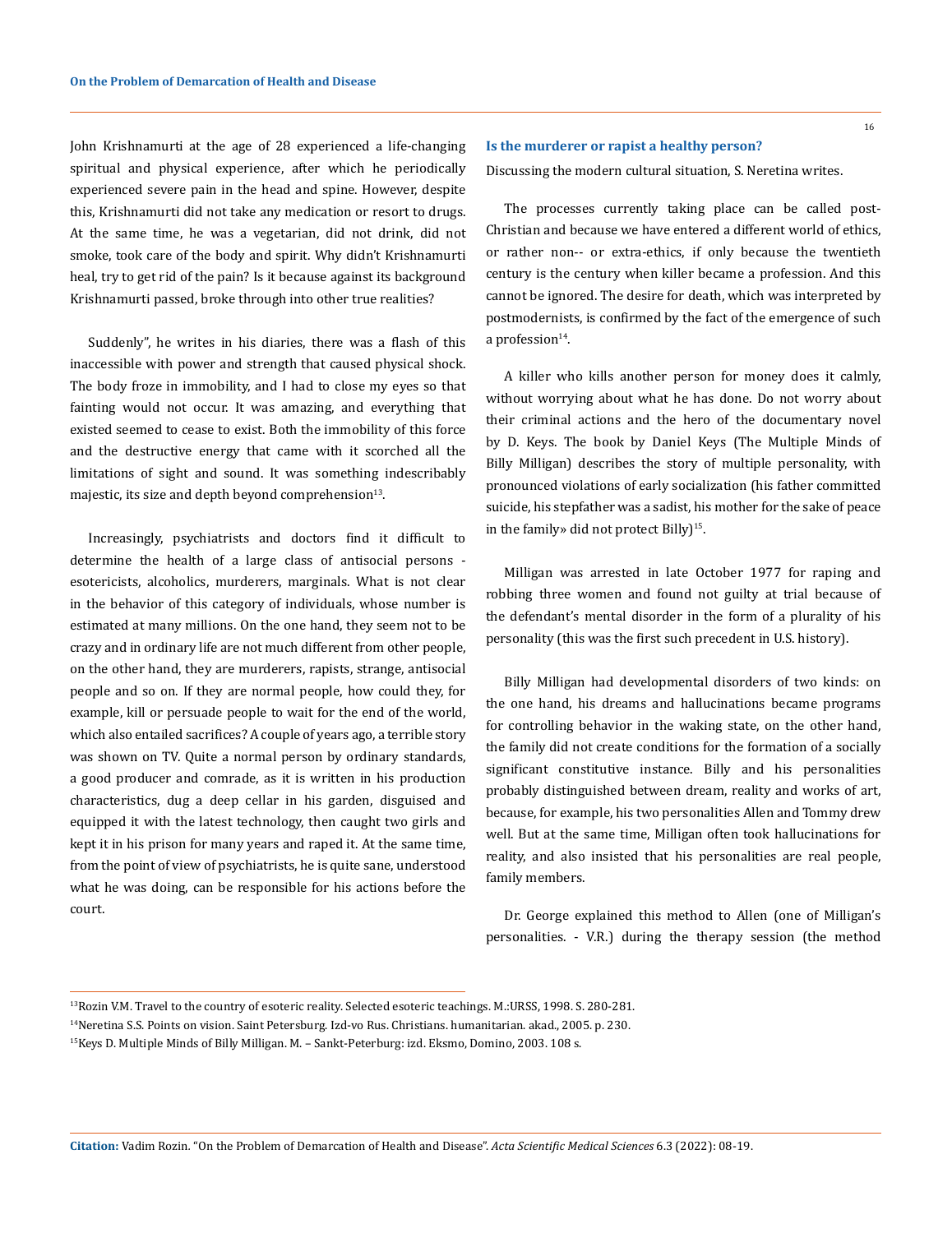John Krishnamurti at the age of 28 experienced a life-changing spiritual and physical experience, after which he periodically experienced severe pain in the head and spine. However, despite this, Krishnamurti did not take any medication or resort to drugs. At the same time, he was a vegetarian, did not drink, did not smoke, took care of the body and spirit. Why didn't Krishnamurti heal, try to get rid of the pain? Is it because against its background Krishnamurti passed, broke through into other true realities?

Suddenly", he writes in his diaries, there was a flash of this inaccessible with power and strength that caused physical shock. The body froze in immobility, and I had to close my eyes so that fainting would not occur. It was amazing, and everything that existed seemed to cease to exist. Both the immobility of this force and the destructive energy that came with it scorched all the limitations of sight and sound. It was something indescribably majestic, its size and depth beyond comprehension[13].

Increasingly, psychiatrists and doctors find it difficult to determine the health of a large class of antisocial persons - esotericists, alcoholics, murderers, marginals. What is not clear in the behavior of this category of individuals, whose number is estimated at many millions. On the one hand, they seem not to be crazy and in ordinary life are not much different from other people, on the other hand, they are murderers, rapists, strange, antisocial people and so on. If they are normal people, how could they, for example, kill or persuade people to wait for the end of the world, which also entailed sacrifices? A couple of years ago, a terrible story was shown on TV. Quite a normal person by ordinary standards, a good producer and comrade, as it is written in his production characteristics, dug a deep cellar in his garden, disguised and equipped it with the latest technology, then caught two girls and kept it in his prison for many years and raped it. At the same time, from the point of view of psychiatrists, he is quite sane, understood what he was doing, can be responsible for his actions before the court.

### Is the murderer or rapist a healthy person?

Discussing the modern cultural situation, S. Neretina writes.

The processes currently taking place can be called post-Christian and because we have entered a different world of ethics, or rather non-- or extra-ethics, if only because the twentieth century is the century when killer became a profession. And this cannot be ignored. The desire for death, which was interpreted by postmodernists, is confirmed by the fact of the emergence of such a profession[14].

A killer who kills another person for money does it calmly, without worrying about what he has done. Do not worry about their criminal actions and the hero of the documentary novel by D. Keys. The book by Daniel Keys (The Multiple Minds of Billy Milligan) describes the story of multiple personality, with pronounced violations of early socialization (his father committed suicide, his stepfather was a sadist, his mother for the sake of peace in the family» did not protect Billy)[15].

Milligan was arrested in late October 1977 for raping and robbing three women and found not guilty at trial because of the defendant's mental disorder in the form of a plurality of his personality (this was the first such precedent in U.S. history).

Billy Milligan had developmental disorders of two kinds: on the one hand, his dreams and hallucinations became programs for controlling behavior in the waking state, on the other hand, the family did not create conditions for the formation of a socially significant constitutive instance. Billy and his personalities probably distinguished between dream, reality and works of art, because, for example, his two personalities Allen and Tommy drew well. But at the same time, Milligan often took hallucinations for reality, and also insisted that his personalities are real people, family members.

Dr. George explained this method to Allen (one of Milligan's personalities. - V.R.) during the therapy session (the method

---

[13] Rozin V.M. Travel to the country of esoteric reality. Selected esoteric teachings. M.:URSS, 1998. S. 280-281.

[14] Neretina S.S. Points on vision. Saint Petersburg. Izd-vo Rus. Christians. humanitarian. akad., 2005. p. 230.

[15] Keys D. Multiple Minds of Billy Milligan. M. – Sankt-Peterburg: izd. Eksmo, Domino, 2003. 108 s.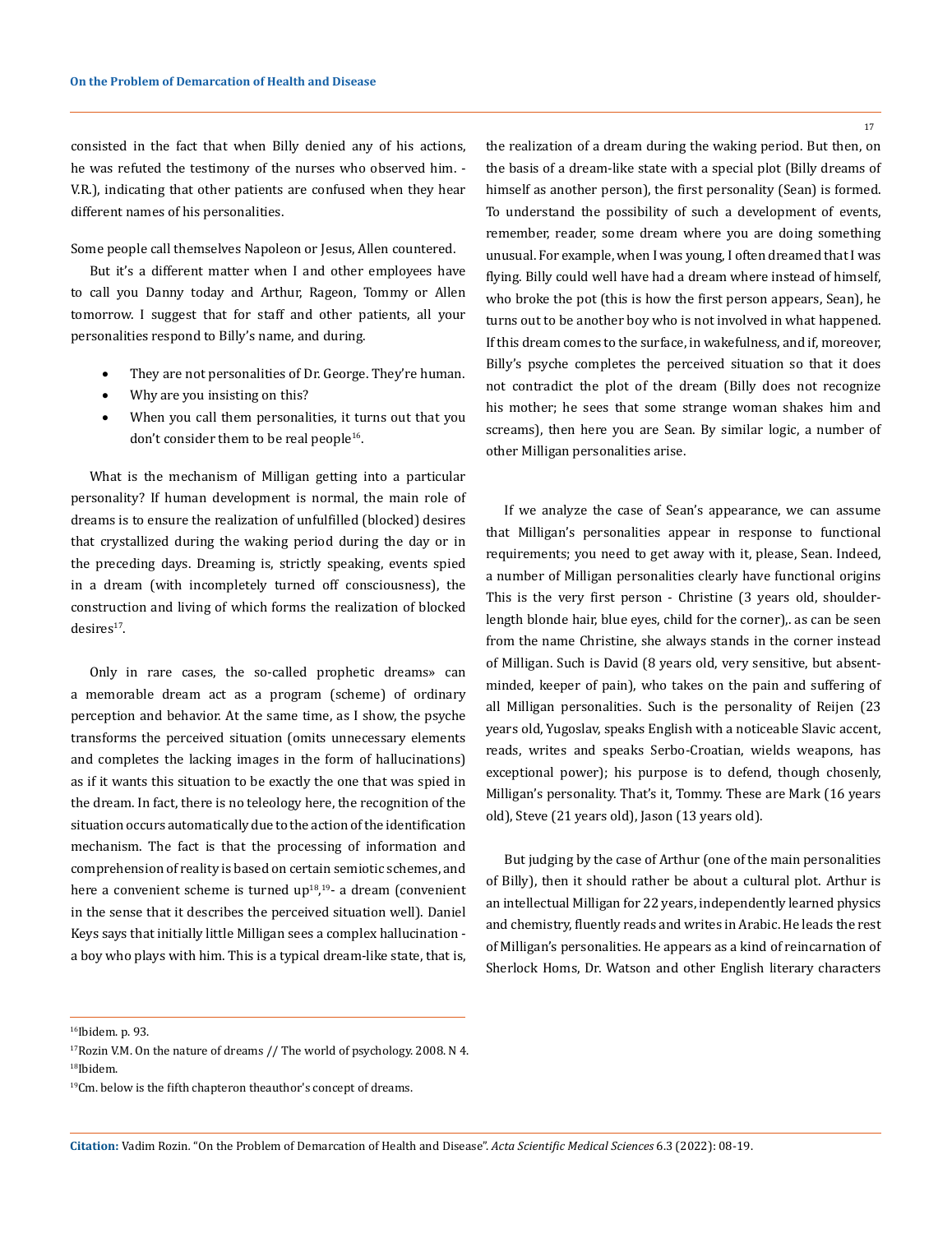consisted in the fact that when Billy denied any of his actions, he was refuted the testimony of the nurses who observed him. - V.R.), indicating that other patients are confused when they hear different names of his personalities.

Some people call themselves Napoleon or Jesus, Allen countered.

But it's a different matter when I and other employees have to call you Danny today and Arthur, Rageon, Tommy or Allen tomorrow. I suggest that for staff and other patients, all your personalities respond to Billy's name, and during.

- They are not personalities of Dr. George. They're human.
- Why are you insisting on this?
- When you call them personalities, it turns out that you don't consider them to be real people[16].

What is the mechanism of Milligan getting into a particular personality? If human development is normal, the main role of dreams is to ensure the realization of unfulfilled (blocked) desires that crystallized during the waking period during the day or in the preceding days. Dreaming is, strictly speaking, events spied in a dream (with incompletely turned off consciousness), the construction and living of which forms the realization of blocked desires[17].

Only in rare cases, the so-called prophetic dreams» can a memorable dream act as a program (scheme) of ordinary perception and behavior. At the same time, as I show, the psyche transforms the perceived situation (omits unnecessary elements and completes the lacking images in the form of hallucinations) as if it wants this situation to be exactly the one that was spied in the dream. In fact, there is no teleology here, the recognition of the situation occurs automatically due to the action of the identification mechanism. The fact is that the processing of information and comprehension of reality is based on certain semiotic schemes, and here a convenient scheme is turned up[18,19]- a dream (convenient in the sense that it describes the perceived situation well). Daniel Keys says that initially little Milligan sees a complex hallucination - a boy who plays with him. This is a typical dream-like state, that is, the realization of a dream during the waking period. But then, on the basis of a dream-like state with a special plot (Billy dreams of himself as another person), the first personality (Sean) is formed. To understand the possibility of such a development of events, remember, reader, some dream where you are doing something unusual. For example, when I was young, I often dreamed that I was flying. Billy could well have had a dream where instead of himself, who broke the pot (this is how the first person appears, Sean), he turns out to be another boy who is not involved in what happened. If this dream comes to the surface, in wakefulness, and if, moreover, Billy's psyche completes the perceived situation so that it does not contradict the plot of the dream (Billy does not recognize his mother; he sees that some strange woman shakes him and screams), then here you are Sean. By similar logic, a number of other Milligan personalities arise.

If we analyze the case of Sean's appearance, we can assume that Milligan's personalities appear in response to functional requirements; you need to get away with it, please, Sean. Indeed, a number of Milligan personalities clearly have functional origins This is the very first person - Christine (3 years old, shoulder-length blonde hair, blue eyes, child for the corner),. as can be seen from the name Christine, she always stands in the corner instead of Milligan. Such is David (8 years old, very sensitive, but absent-minded, keeper of pain), who takes on the pain and suffering of all Milligan personalities. Such is the personality of Reijen (23 years old, Yugoslav, speaks English with a noticeable Slavic accent, reads, writes and speaks Serbo-Croatian, wields weapons, has exceptional power); his purpose is to defend, though chosenly, Milligan's personality. That's it, Tommy. These are Mark (16 years old), Steve (21 years old), Jason (13 years old).

But judging by the case of Arthur (one of the main personalities of Billy), then it should rather be about a cultural plot. Arthur is an intellectual Milligan for 22 years, independently learned physics and chemistry, fluently reads and writes in Arabic. He leads the rest of Milligan's personalities. He appears as a kind of reincarnation of Sherlock Homs, Dr. Watson and other English literary characters

---

[16]Ibidem. p. 93.

[17]Rozin V.M. On the nature of dreams // The world of psychology. 2008. N 4.

[18]Ibidem.

[19]Cm. below is the fifth chapteron theauthor's concept of dreams.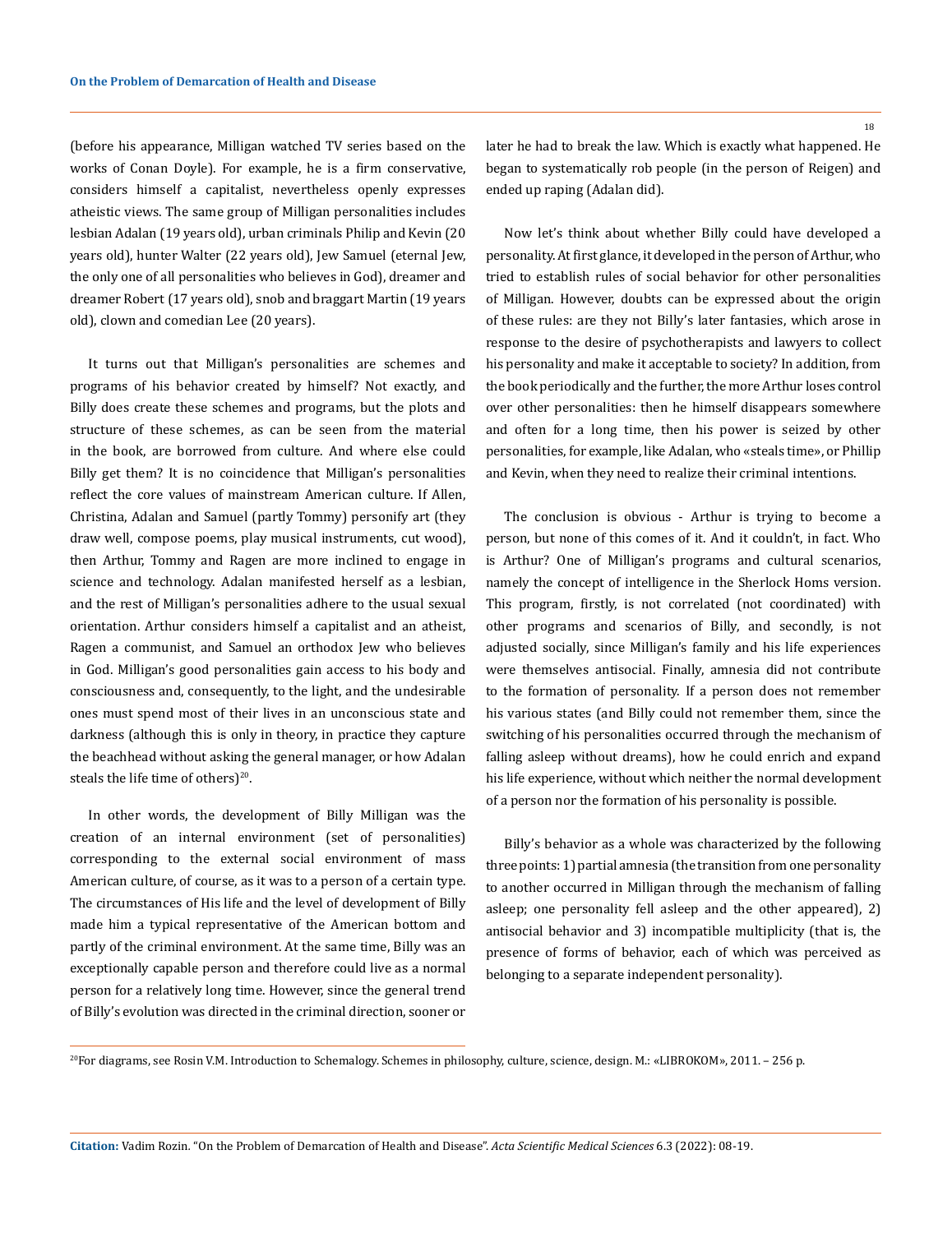(before his appearance, Milligan watched TV series based on the works of Conan Doyle). For example, he is a firm conservative, considers himself a capitalist, nevertheless openly expresses atheistic views. The same group of Milligan personalities includes lesbian Adalan (19 years old), urban criminals Philip and Kevin (20 years old), hunter Walter (22 years old), Jew Samuel (eternal Jew, the only one of all personalities who believes in God), dreamer and dreamer Robert (17 years old), snob and braggart Martin (19 years old), clown and comedian Lee (20 years).

It turns out that Milligan's personalities are schemes and programs of his behavior created by himself? Not exactly, and Billy does create these schemes and programs, but the plots and structure of these schemes, as can be seen from the material in the book, are borrowed from culture. And where else could Billy get them? It is no coincidence that Milligan's personalities reflect the core values of mainstream American culture. If Allen, Christina, Adalan and Samuel (partly Tommy) personify art (they draw well, compose poems, play musical instruments, cut wood), then Arthur, Tommy and Ragen are more inclined to engage in science and technology. Adalan manifested herself as a lesbian, and the rest of Milligan's personalities adhere to the usual sexual orientation. Arthur considers himself a capitalist and an atheist, Ragen a communist, and Samuel an orthodox Jew who believes in God. Milligan's good personalities gain access to his body and consciousness and, consequently, to the light, and the undesirable ones must spend most of their lives in an unconscious state and darkness (although this is only in theory, in practice they capture the beachhead without asking the general manager, or how Adalan steals the life time of others)[20].

In other words, the development of Billy Milligan was the creation of an internal environment (set of personalities) corresponding to the external social environment of mass American culture, of course, as it was to a person of a certain type. The circumstances of His life and the level of development of Billy made him a typical representative of the American bottom and partly of the criminal environment. At the same time, Billy was an exceptionally capable person and therefore could live as a normal person for a relatively long time. However, since the general trend of Billy's evolution was directed in the criminal direction, sooner or later he had to break the law. Which is exactly what happened. He began to systematically rob people (in the person of Reigen) and ended up raping (Adalan did).

Now let's think about whether Billy could have developed a personality. At first glance, it developed in the person of Arthur, who tried to establish rules of social behavior for other personalities of Milligan. However, doubts can be expressed about the origin of these rules: are they not Billy's later fantasies, which arose in response to the desire of psychotherapists and lawyers to collect his personality and make it acceptable to society? In addition, from the book periodically and the further, the more Arthur loses control over other personalities: then he himself disappears somewhere and often for a long time, then his power is seized by other personalities, for example, like Adalan, who «steals time», or Phillip and Kevin, when they need to realize their criminal intentions.

The conclusion is obvious - Arthur is trying to become a person, but none of this comes of it. And it couldn't, in fact. Who is Arthur? One of Milligan's programs and cultural scenarios, namely the concept of intelligence in the Sherlock Homs version. This program, firstly, is not correlated (not coordinated) with other programs and scenarios of Billy, and secondly, is not adjusted socially, since Milligan's family and his life experiences were themselves antisocial. Finally, amnesia did not contribute to the formation of personality. If a person does not remember his various states (and Billy could not remember them, since the switching of his personalities occurred through the mechanism of falling asleep without dreams), how he could enrich and expand his life experience, without which neither the normal development of a person nor the formation of his personality is possible.

Billy's behavior as a whole was characterized by the following three points: 1) partial amnesia (the transition from one personality to another occurred in Milligan through the mechanism of falling asleep; one personality fell asleep and the other appeared), 2) antisocial behavior and 3) incompatible multiplicity (that is, the presence of forms of behavior, each of which was perceived as belonging to a separate independent personality).

---

[20]For diagrams, see Rosin V.M. Introduction to Schemalogy. Schemes in philosophy, culture, science, design. M.: «LIBROKOM», 2011. – 256 p.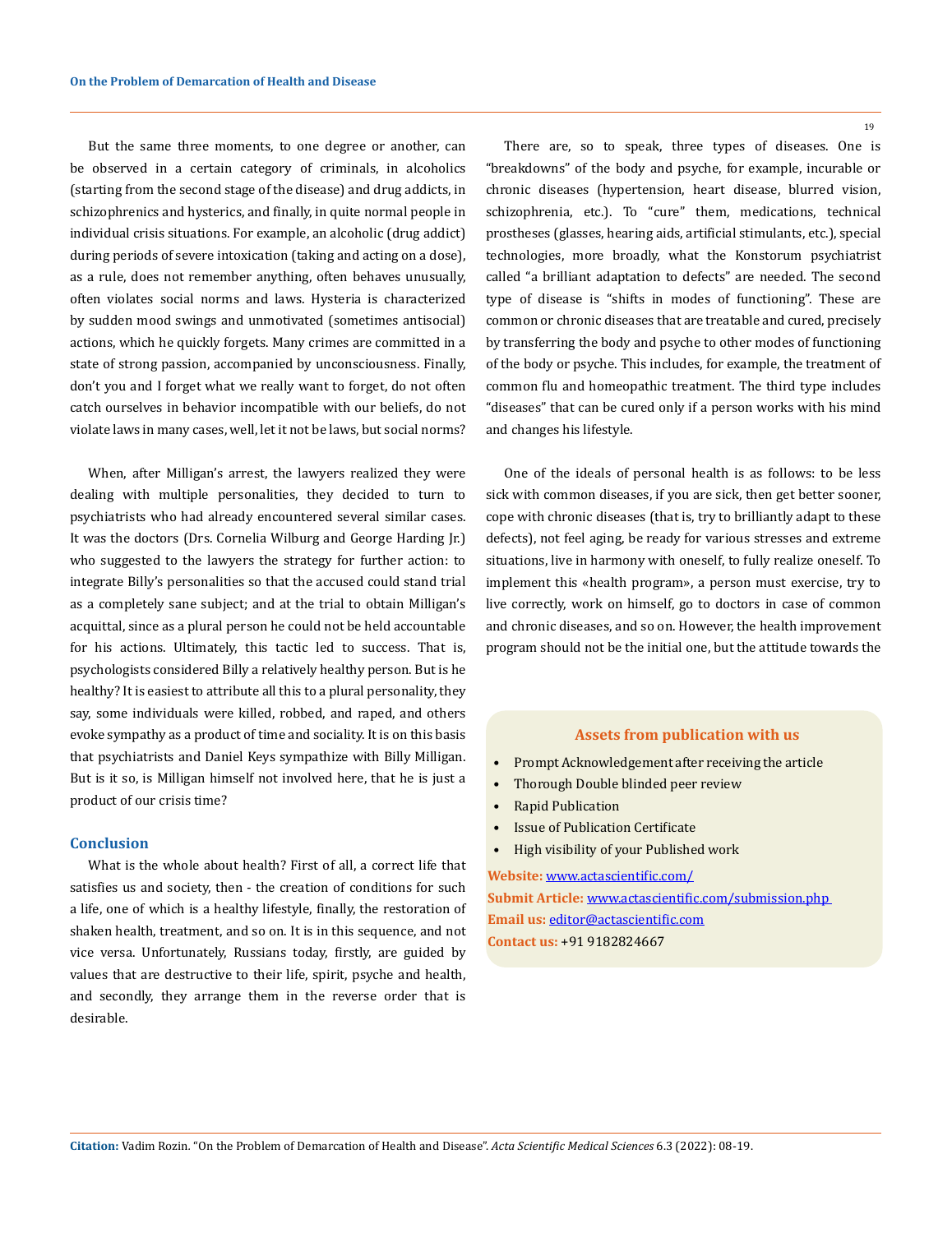But the same three moments, to one degree or another, can be observed in a certain category of criminals, in alcoholics (starting from the second stage of the disease) and drug addicts, in schizophrenics and hysterics, and finally, in quite normal people in individual crisis situations. For example, an alcoholic (drug addict) during periods of severe intoxication (taking and acting on a dose), as a rule, does not remember anything, often behaves unusually, often violates social norms and laws. Hysteria is characterized by sudden mood swings and unmotivated (sometimes antisocial) actions, which he quickly forgets. Many crimes are committed in a state of strong passion, accompanied by unconsciousness. Finally, don't you and I forget what we really want to forget, do not often catch ourselves in behavior incompatible with our beliefs, do not violate laws in many cases, well, let it not be laws, but social norms?

When, after Milligan's arrest, the lawyers realized they were dealing with multiple personalities, they decided to turn to psychiatrists who had already encountered several similar cases. It was the doctors (Drs. Cornelia Wilburg and George Harding Jr.) who suggested to the lawyers the strategy for further action: to integrate Billy's personalities so that the accused could stand trial as a completely sane subject; and at the trial to obtain Milligan's acquittal, since as a plural person he could not be held accountable for his actions. Ultimately, this tactic led to success. That is, psychologists considered Billy a relatively healthy person. But is he healthy? It is easiest to attribute all this to a plural personality, they say, some individuals were killed, robbed, and raped, and others evoke sympathy as a product of time and sociality. It is on this basis that psychiatrists and Daniel Keys sympathize with Billy Milligan. But is it so, is Milligan himself not involved here, that he is just a product of our crisis time?

## Conclusion

What is the whole about health? First of all, a correct life that satisfies us and society, then - the creation of conditions for such a life, one of which is a healthy lifestyle, finally, the restoration of shaken health, treatment, and so on. It is in this sequence, and not vice versa. Unfortunately, Russians today, firstly, are guided by values that are destructive to their life, spirit, psyche and health, and secondly, they arrange them in the reverse order that is desirable.

There are, so to speak, three types of diseases. One is "breakdowns" of the body and psyche, for example, incurable or chronic diseases (hypertension, heart disease, blurred vision, schizophrenia, etc.). To "cure" them, medications, technical prostheses (glasses, hearing aids, artificial stimulants, etc.), special technologies, more broadly, what the Konstorum psychiatrist called "a brilliant adaptation to defects" are needed. The second type of disease is "shifts in modes of functioning". These are common or chronic diseases that are treatable and cured, precisely by transferring the body and psyche to other modes of functioning of the body or psyche. This includes, for example, the treatment of common flu and homeopathic treatment. The third type includes "diseases" that can be cured only if a person works with his mind and changes his lifestyle.

One of the ideals of personal health is as follows: to be less sick with common diseases, if you are sick, then get better sooner, cope with chronic diseases (that is, try to brilliantly adapt to these defects), not feel aging, be ready for various stresses and extreme situations, live in harmony with oneself, to fully realize oneself. To implement this «health program», a person must exercise, try to live correctly, work on himself, go to doctors in case of common and chronic diseases, and so on. However, the health improvement program should not be the initial one, but the attitude towards the

**Assets from publication with us**

- Prompt Acknowledgement after receiving the article
- Thorough Double blinded peer review
- Rapid Publication
- Issue of Publication Certificate
- High visibility of your Published work

**Website:** www.actascientific.com/
**Submit Article:** www.actascientific.com/submission.php
**Email us:** editor@actascientific.com
**Contact us:** +91 9182824667